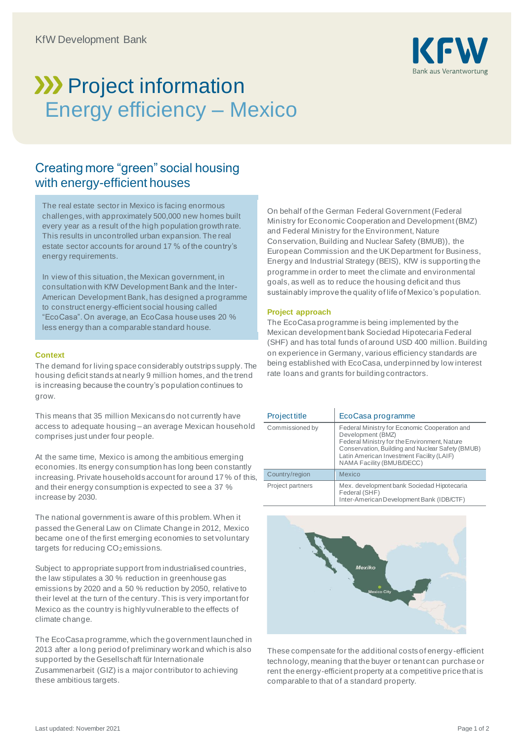KfW Development Bank

# Project information
## Energy efficiency – Mexico

### Creating more "green" social housing with energy-efficient houses

The real estate sector in Mexico is facing enormous challenges, with approximately 500,000 new homes built every year as a result of the high population growth rate. This results in uncontrolled urban expansion. The real estate sector accounts for around 17 % of the country's energy requirements.

In view of this situation, the Mexican government, in consultation with KfW Development Bank and the Inter-American Development Bank, has designed a programme to construct energy-efficient social housing called "EcoCasa". On average, an EcoCasa house uses 20 % less energy than a comparable standard house.

**Context**

The demand for living space considerably outstrips supply. The housing deficit stands at nearly 9 million homes, and the trend is increasing because the country's population continues to grow.

This means that 35 million Mexicans do not currently have access to adequate housing – an average Mexican household comprises just under four people.

At the same time, Mexico is among the ambitious emerging economies. Its energy consumption has long been constantly increasing. Private households account for around 17 % of this, and their energy consumption is expected to see a 37 % increase by 2030.

The national government is aware of this problem. When it passed the General Law on Climate Change in 2012, Mexico became one of the first emerging economies to set voluntary targets for reducing $CO_2$ emissions.

Subject to appropriate support from industrialised countries, the law stipulates a 30 % reduction in greenhouse gas emissions by 2020 and a 50 % reduction by 2050, relative to their level at the turn of the century. This is very important for Mexico as the country is highly vulnerable to the effects of climate change.

The EcoCasa programme, which the government launched in 2013 after a long period of preliminary work and which is also supported by the Gesellschaft für Internationale Zusammenarbeit (GIZ) is a major contributor to achieving these ambitious targets.

On behalf of the German Federal Government (Federal Ministry for Economic Cooperation and Development (BMZ) and Federal Ministry for the Environment, Nature Conservation, Building and Nuclear Safety (BMUB)), the European Commission and the UK Department for Business, Energy and Industrial Strategy (BEIS), KfW is supporting the programme in order to meet the climate and environmental goals, as well as to reduce the housing deficit and thus sustainably improve the quality of life of Mexico's population.

**Project approach**

The EcoCasa programme is being implemented by the Mexican development bank Sociedad Hipotecaria Federal (SHF) and has total funds of around USD 400 million. Building on experience in Germany, various efficiency standards are being established with EcoCasa, underpinned by low interest rate loans and grants for building contractors.

| Project title | EcoCasa programme |
|---|---|
| Commissioned by | Federal Ministry for Economic Cooperation and Development (BMZ)<br>Federal Ministry for the Environment, Nature Conservation, Building and Nuclear Safety (BMUB)<br>Latin American Investment Facility (LAIF)<br>NAMA Facility (BMUB/DECC) |
| Country/region | Mexico |
| Project partners | Mex. development bank Sociedad Hipotecaria Federal (SHF)<br>Inter-American Development Bank (IDB/CTF) |

These compensate for the additional costs of energy-efficient technology, meaning that the buyer or tenant can purchase or rent the energy-efficient property at a competitive price that is comparable to that of a standard property.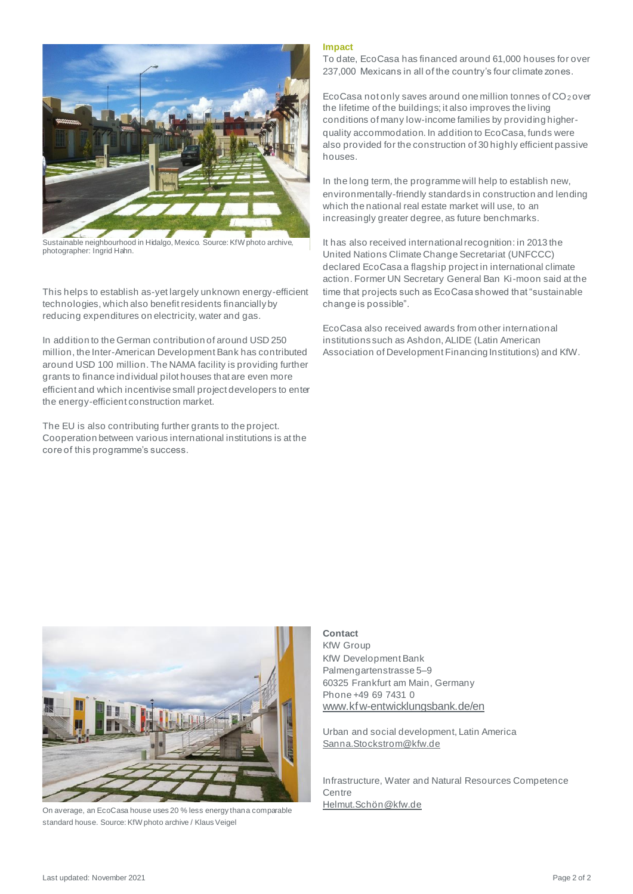Sustainable neighbourhood in Hidalgo, Mexico. Source: KfW photo archive, photographer: Ingrid Hahn.

This helps to establish as-yet largely unknown energy-efficient technologies, which also benefit residents financially by reducing expenditures on electricity, water and gas.

In addition to the German contribution of around USD 250 million, the Inter-American Development Bank has contributed around USD 100 million. The NAMA facility is providing further grants to finance individual pilot houses that are even more efficient and which incentivise small project developers to enter the energy-efficient construction market.

The EU is also contributing further grants to the project. Cooperation between various international institutions is at the core of this programme's success.

### Impact

To date, EcoCasa has financed around 61,000 houses for over 237,000 Mexicans in all of the country's four climate zones.

EcoCasa not only saves around one million tonnes of $CO_2$ over the lifetime of the buildings; it also improves the living conditions of many low-income families by providing higher-quality accommodation. In addition to EcoCasa, funds were also provided for the construction of 30 highly efficient passive houses.

In the long term, the programme will help to establish new, environmentally-friendly standards in construction and lending which the national real estate market will use, to an increasingly greater degree, as future benchmarks.

It has also received international recognition: in 2013 the United Nations Climate Change Secretariat (UNFCCC) declared EcoCasa a flagship project in international climate action. Former UN Secretary General Ban Ki-moon said at the time that projects such as EcoCasa showed that "sustainable change is possible".

EcoCasa also received awards from other international institutions such as Ashdon, ALIDE (Latin American Association of Development Financing Institutions) and KfW.

On average, an EcoCasa house uses 20 % less energy than a comparable standard house. Source: KfW photo archive / Klaus Veigel

**Contact**
KfW Group
KfW Development Bank
Palmengartenstrasse 5–9
60325 Frankfurt am Main, Germany
Phone +49 69 7431 0
www.kfw-entwicklungsbank.de/en

Urban and social development, Latin America
Sanna.Stockstrom@kfw.de

Infrastructure, Water and Natural Resources Competence Centre
Helmut.Schön@kfw.de

Last updated: November 2021